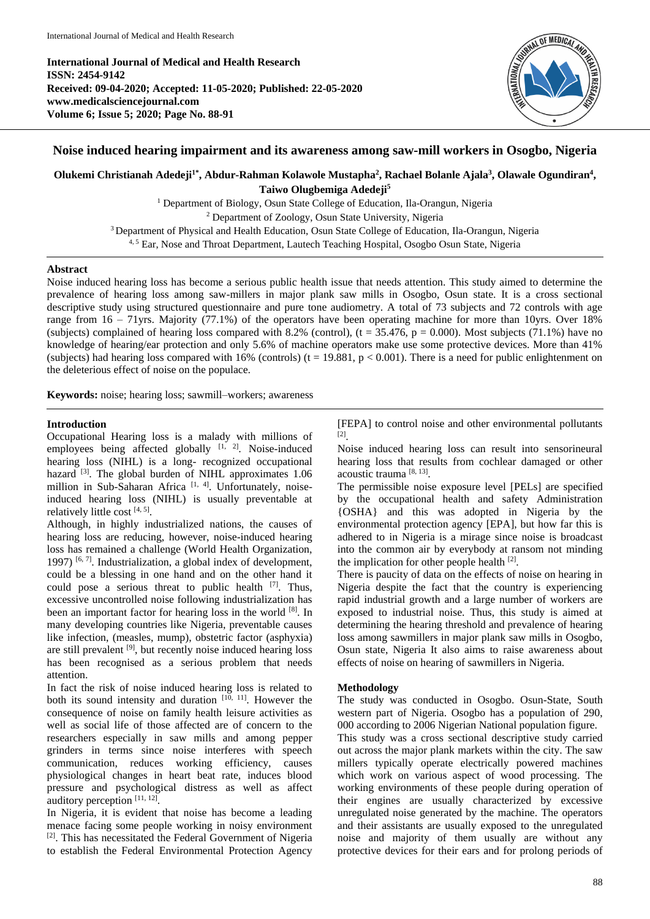International Journal of Medical and Health Research
ISSN: 2454-9142
Received: 09-04-2020; Accepted: 11-05-2020; Published: 22-05-2020
www.medicalsciencejournal.com
Volume 6; Issue 5; 2020; Page No. 88-91

# Noise induced hearing impairment and its awareness among saw-mill workers in Osogbo, Nigeria

**Olukemi Christianah Adedeji[1*], Abdur-Rahman Kolawole Mustapha[2], Rachael Bolanle Ajala[3], Olawale Ogundiran[4], Taiwo Olugbemiga Adedeji[5]**

[1] Department of Biology, Osun State College of Education, Ila-Orangun, Nigeria
[2] Department of Zoology, Osun State University, Nigeria
[3] Department of Physical and Health Education, Osun State College of Education, Ila-Orangun, Nigeria
[4, 5] Ear, Nose and Throat Department, Lautech Teaching Hospital, Osogbo Osun State, Nigeria

## Abstract

Noise induced hearing loss has become a serious public health issue that needs attention. This study aimed to determine the prevalence of hearing loss among saw-millers in major plank saw mills in Osogbo, Osun state. It is a cross sectional descriptive study using structured questionnaire and pure tone audiometry. A total of 73 subjects and 72 controls with age range from 16 – 71yrs. Majority (77.1%) of the operators have been operating machine for more than 10yrs. Over 18% (subjects) complained of hearing loss compared with 8.2% (control), ($t = 35.476$, $p = 0.000$). Most subjects (71.1%) have no knowledge of hearing/ear protection and only 5.6% of machine operators make use some protective devices. More than 41% (subjects) had hearing loss compared with 16% (controls) ($t = 19.881$, $p < 0.001$). There is a need for public enlightenment on the deleterious effect of noise on the populace.

**Keywords:** noise; hearing loss; sawmill–workers; awareness

## Introduction

Occupational Hearing loss is a malady with millions of employees being affected globally [1, 2]. Noise-induced hearing loss (NIHL) is a long- recognized occupational hazard [3]. The global burden of NIHL approximates 1.06 million in Sub-Saharan Africa [1, 4]. Unfortunately, noise-induced hearing loss (NIHL) is usually preventable at relatively little cost [4, 5].

Although, in highly industrialized nations, the causes of hearing loss are reducing, however, noise-induced hearing loss has remained a challenge (World Health Organization, 1997) [6, 7]. Industrialization, a global index of development, could be a blessing in one hand and on the other hand it could pose a serious threat to public health [7]. Thus, excessive uncontrolled noise following industrialization has been an important factor for hearing loss in the world [8]. In many developing countries like Nigeria, preventable causes like infection, (measles, mump), obstetric factor (asphyxia) are still prevalent [9], but recently noise induced hearing loss has been recognised as a serious problem that needs attention.

In fact the risk of noise induced hearing loss is related to both its sound intensity and duration [10, 11]. However the consequence of noise on family health leisure activities as well as social life of those affected are of concern to the researchers especially in saw mills and among pepper grinders in terms since noise interferes with speech communication, reduces working efficiency, causes physiological changes in heart beat rate, induces blood pressure and psychological distress as well as affect auditory perception [11, 12].

In Nigeria, it is evident that noise has become a leading menace facing some people working in noisy environment [2]. This has necessitated the Federal Government of Nigeria to establish the Federal Environmental Protection Agency [FEPA] to control noise and other environmental pollutants [2].

Noise induced hearing loss can result into sensorineural hearing loss that results from cochlear damaged or other acoustic trauma [8, 13].

The permissible noise exposure level [PELs] are specified by the occupational health and safety Administration {OSHA} and this was adopted in Nigeria by the environmental protection agency [EPA], but how far this is adhered to in Nigeria is a mirage since noise is broadcast into the common air by everybody at ransom not minding the implication for other people health [2].

There is paucity of data on the effects of noise on hearing in Nigeria despite the fact that the country is experiencing rapid industrial growth and a large number of workers are exposed to industrial noise. Thus, this study is aimed at determining the hearing threshold and prevalence of hearing loss among sawmillers in major plank saw mills in Osogbo, Osun state, Nigeria It also aims to raise awareness about effects of noise on hearing of sawmillers in Nigeria.

## Methodology

The study was conducted in Osogbo. Osun-State, South western part of Nigeria. Osogbo has a population of 290, 000 according to 2006 Nigerian National population figure.

This study was a cross sectional descriptive study carried out across the major plank markets within the city. The saw millers typically operate electrically powered machines which work on various aspect of wood processing. The working environments of these people during operation of their engines are usually characterized by excessive unregulated noise generated by the machine. The operators and their assistants are usually exposed to the unregulated noise and majority of them usually are without any protective devices for their ears and for prolong periods of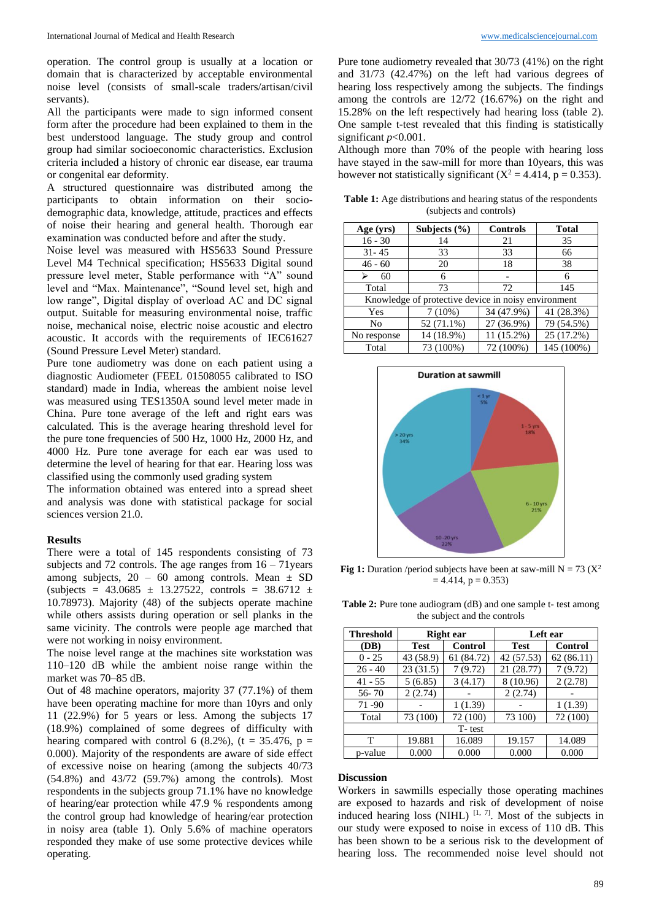operation. The control group is usually at a location or domain that is characterized by acceptable environmental noise level (consists of small-scale traders/artisan/civil servants).

All the participants were made to sign informed consent form after the procedure had been explained to them in the best understood language. The study group and control group had similar socioeconomic characteristics. Exclusion criteria included a history of chronic ear disease, ear trauma or congenital ear deformity.

A structured questionnaire was distributed among the participants to obtain information on their socio-demographic data, knowledge, attitude, practices and effects of noise their hearing and general health. Thorough ear examination was conducted before and after the study.

Noise level was measured with HS5633 Sound Pressure Level M4 Technical specification; HS5633 Digital sound pressure level meter, Stable performance with "A" sound level and "Max. Maintenance", "Sound level set, high and low range", Digital display of overload AC and DC signal output. Suitable for measuring environmental noise, traffic noise, mechanical noise, electric noise acoustic and electro acoustic. It accords with the requirements of IEC61627 (Sound Pressure Level Meter) standard.

Pure tone audiometry was done on each patient using a diagnostic Audiometer (FEEL 01508055 calibrated to ISO standard) made in India, whereas the ambient noise level was measured using TES1350A sound level meter made in China. Pure tone average of the left and right ears was calculated. This is the average hearing threshold level for the pure tone frequencies of 500 Hz, 1000 Hz, 2000 Hz, and 4000 Hz. Pure tone average for each ear was used to determine the level of hearing for that ear. Hearing loss was classified using the commonly used grading system

The information obtained was entered into a spread sheet and analysis was done with statistical package for social sciences version 21.0.

## Results

There were a total of 145 respondents consisting of 73 subjects and 72 controls. The age ranges from 16 – 71years among subjects, 20 – 60 among controls. Mean ± SD (subjects = 43.0685 ± 13.27522, controls = 38.6712 ± 10.78973). Majority (48) of the subjects operate machine while others assists during operation or sell planks in the same vicinity. The controls were people age marched that were not working in noisy environment.

The noise level range at the machines site workstation was 110–120 dB while the ambient noise range within the market was 70–85 dB.

Out of 48 machine operators, majority 37 (77.1%) of them have been operating machine for more than 10yrs and only 11 (22.9%) for 5 years or less. Among the subjects 17 (18.9%) complained of some degrees of difficulty with hearing compared with control 6 (8.2%), (t = 35.476, p = 0.000). Majority of the respondents are aware of side effect of excessive noise on hearing (among the subjects 40/73 (54.8%) and 43/72 (59.7%) among the controls). Most respondents in the subjects group 71.1% have no knowledge of hearing/ear protection while 47.9 % respondents among the control group had knowledge of hearing/ear protection in noisy area (table 1). Only 5.6% of machine operators responded they make of use some protective devices while operating.

Pure tone audiometry revealed that 30/73 (41%) on the right and 31/73 (42.47%) on the left had various degrees of hearing loss respectively among the subjects. The findings among the controls are 12/72 (16.67%) on the right and 15.28% on the left respectively had hearing loss (table 2). One sample t-test revealed that this finding is statistically significant *p*<0.001.

Although more than 70% of the people with hearing loss have stayed in the saw-mill for more than 10years, this was however not statistically significant ($X^2$ = 4.414, p = 0.353).

**Table 1:** Age distributions and hearing status of the respondents (subjects and controls)

| Age (yrs) | Subjects (%) | Controls | Total |
|---|---|---|---|
| 16 - 30 | 14 | 21 | 35 |
| 31- 45 | 33 | 33 | 66 |
| 46 - 60 | 20 | 18 | 38 |
| ➢ 60 | 6 | - | 6 |
| Total | 73 | 72 | 145 |
| Knowledge of protective device in noisy environment | | | |
| Yes | 7 (10%) | 34 (47.9%) | 41 (28.3%) |
| No | 52 (71.1%) | 27 (36.9%) | 79 (54.5%) |
| No response | 14 (18.9%) | 11 (15.2%) | 25 (17.2%) |
| Total | 73 (100%) | 72 (100%) | 145 (100%) |

**Fig 1:** Duration /period subjects have been at saw-mill N = 73 ($X^2$ = 4.414, p = 0.353)

**Table 2:** Pure tone audiogram (dB) and one sample t- test among the subject and the controls

| Threshold | Right ear | | Left ear | |
|---|---|---|---|---|
| (DB) | Test | Control | Test | Control |
| 0 - 25 | 43 (58.9) | 61 (84.72) | 42 (57.53) | 62 (86.11) |
| 26 - 40 | 23 (31.5) | 7 (9.72) | 21 (28.77) | 7 (9.72) |
| 41 - 55 | 5 (6.85) | 3 (4.17) | 8 (10.96) | 2 (2.78) |
| 56- 70 | 2 (2.74) | - | 2 (2.74) | - |
| 71 -90 | - | 1 (1.39) | - | 1 (1.39) |
| Total | 73 (100) | 72 (100) | 73 100) | 72 (100) |
| T- test | | | | |
| T | 19.881 | 16.089 | 19.157 | 14.089 |
| p-value | 0.000 | 0.000 | 0.000 | 0.000 |

## Discussion

Workers in sawmills especially those operating machines are exposed to hazards and risk of development of noise induced hearing loss (NIHL) [1, 7]. Most of the subjects in our study were exposed to noise in excess of 110 dB. This has been shown to be a serious risk to the development of hearing loss. The recommended noise level should not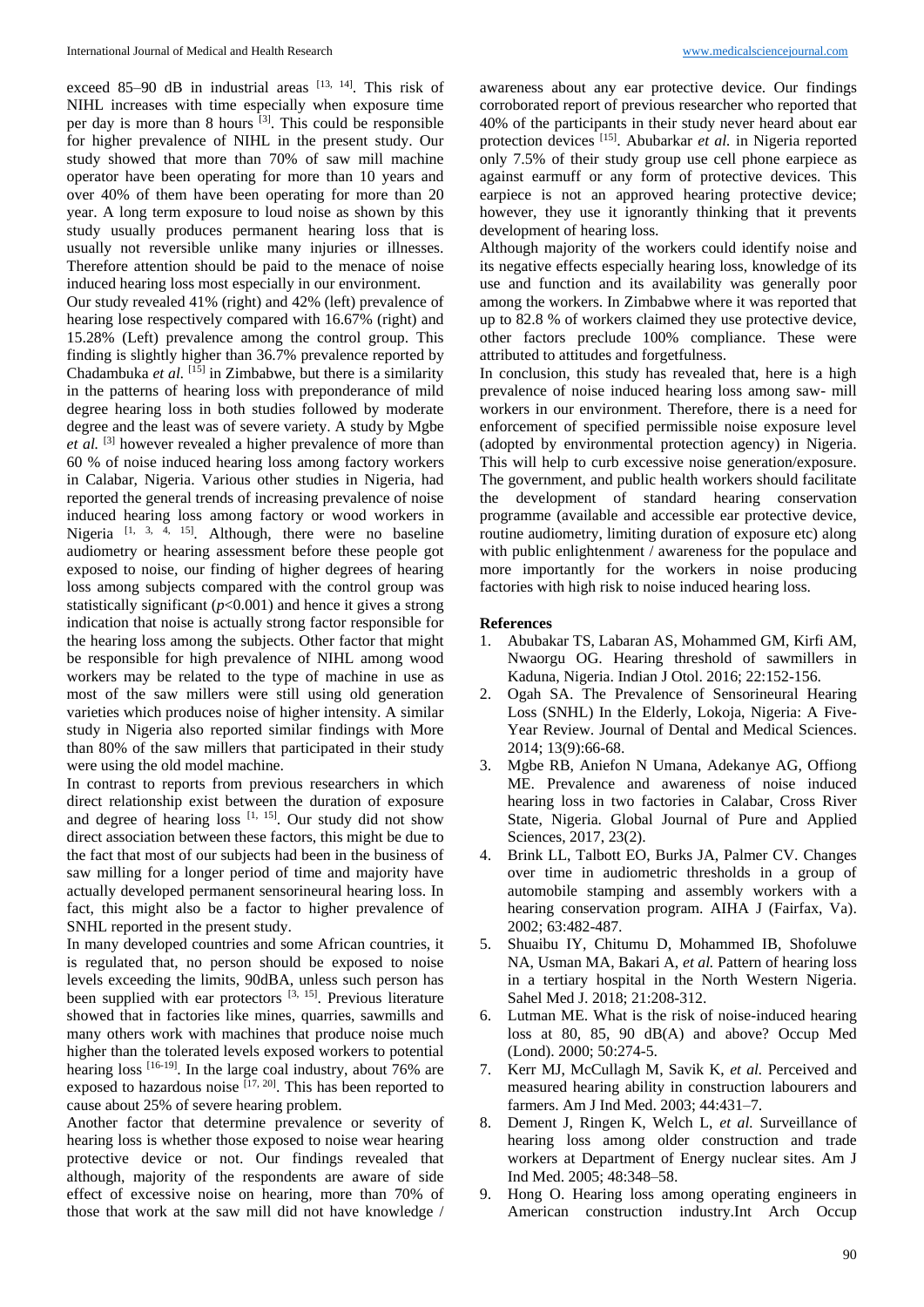exceed 85–90 dB in industrial areas [13, 14]. This risk of NIHL increases with time especially when exposure time per day is more than 8 hours [3]. This could be responsible for higher prevalence of NIHL in the present study. Our study showed that more than 70% of saw mill machine operator have been operating for more than 10 years and over 40% of them have been operating for more than 20 year. A long term exposure to loud noise as shown by this study usually produces permanent hearing loss that is usually not reversible unlike many injuries or illnesses. Therefore attention should be paid to the menace of noise induced hearing loss most especially in our environment.

Our study revealed 41% (right) and 42% (left) prevalence of hearing lose respectively compared with 16.67% (right) and 15.28% (Left) prevalence among the control group. This finding is slightly higher than 36.7% prevalence reported by Chadambuka *et al.* [15] in Zimbabwe, but there is a similarity in the patterns of hearing loss with preponderance of mild degree hearing loss in both studies followed by moderate degree and the least was of severe variety. A study by Mgbe *et al.* [3] however revealed a higher prevalence of more than 60 % of noise induced hearing loss among factory workers in Calabar, Nigeria. Various other studies in Nigeria, had reported the general trends of increasing prevalence of noise induced hearing loss among factory or wood workers in Nigeria [1, 3, 4, 15]. Although, there were no baseline audiometry or hearing assessment before these people got exposed to noise, our finding of higher degrees of hearing loss among subjects compared with the control group was statistically significant ($p$<0.001) and hence it gives a strong indication that noise is actually strong factor responsible for the hearing loss among the subjects. Other factor that might be responsible for high prevalence of NIHL among wood workers may be related to the type of machine in use as most of the saw millers were still using old generation varieties which produces noise of higher intensity. A similar study in Nigeria also reported similar findings with More than 80% of the saw millers that participated in their study were using the old model machine.

In contrast to reports from previous researchers in which direct relationship exist between the duration of exposure and degree of hearing loss [1, 15]. Our study did not show direct association between these factors, this might be due to the fact that most of our subjects had been in the business of saw milling for a longer period of time and majority have actually developed permanent sensorineural hearing loss. In fact, this might also be a factor to higher prevalence of SNHL reported in the present study.

In many developed countries and some African countries, it is regulated that, no person should be exposed to noise levels exceeding the limits, 90dBA, unless such person has been supplied with ear protectors [3, 15]. Previous literature showed that in factories like mines, quarries, sawmills and many others work with machines that produce noise much higher than the tolerated levels exposed workers to potential hearing loss [16-19]. In the large coal industry, about 76% are exposed to hazardous noise [17, 20]. This has been reported to cause about 25% of severe hearing problem.

Another factor that determine prevalence or severity of hearing loss is whether those exposed to noise wear hearing protective device or not. Our findings revealed that although, majority of the respondents are aware of side effect of excessive noise on hearing, more than 70% of those that work at the saw mill did not have knowledge / awareness about any ear protective device. Our findings corroborated report of previous researcher who reported that 40% of the participants in their study never heard about ear protection devices [15]. Abubarkar *et al.* in Nigeria reported only 7.5% of their study group use cell phone earpiece as against earmuff or any form of protective devices. This earpiece is not an approved hearing protective device; however, they use it ignorantly thinking that it prevents development of hearing loss.

Although majority of the workers could identify noise and its negative effects especially hearing loss, knowledge of its use and function and its availability was generally poor among the workers. In Zimbabwe where it was reported that up to 82.8 % of workers claimed they use protective device, other factors preclude 100% compliance. These were attributed to attitudes and forgetfulness.

In conclusion, this study has revealed that, here is a high prevalence of noise induced hearing loss among saw- mill workers in our environment. Therefore, there is a need for enforcement of specified permissible noise exposure level (adopted by environmental protection agency) in Nigeria. This will help to curb excessive noise generation/exposure. The government, and public health workers should facilitate the development of standard hearing conservation programme (available and accessible ear protective device, routine audiometry, limiting duration of exposure etc) along with public enlightenment / awareness for the populace and more importantly for the workers in noise producing factories with high risk to noise induced hearing loss.

## References

1. Abubakar TS, Labaran AS, Mohammed GM, Kirfi AM, Nwaorgu OG. Hearing threshold of sawmillers in Kaduna, Nigeria. Indian J Otol. 2016; 22:152-156.
2. Ogah SA. The Prevalence of Sensorineural Hearing Loss (SNHL) In the Elderly, Lokoja, Nigeria: A Five-Year Review. Journal of Dental and Medical Sciences. 2014; 13(9):66-68.
3. Mgbe RB, Aniefon N Umana, Adekanye AG, Offiong ME. Prevalence and awareness of noise induced hearing loss in two factories in Calabar, Cross River State, Nigeria. Global Journal of Pure and Applied Sciences, 2017, 23(2).
4. Brink LL, Talbott EO, Burks JA, Palmer CV. Changes over time in audiometric thresholds in a group of automobile stamping and assembly workers with a hearing conservation program. AIHA J (Fairfax, Va). 2002; 63:482-487.
5. Shuaibu IY, Chitumu D, Mohammed IB, Shofoluwe NA, Usman MA, Bakari A, *et al.* Pattern of hearing loss in a tertiary hospital in the North Western Nigeria. Sahel Med J. 2018; 21:208-312.
6. Lutman ME. What is the risk of noise-induced hearing loss at 80, 85, 90 dB(A) and above? Occup Med (Lond). 2000; 50:274-5.
7. Kerr MJ, McCullagh M, Savik K, *et al.* Perceived and measured hearing ability in construction labourers and farmers. Am J Ind Med. 2003; 44:431–7.
8. Dement J, Ringen K, Welch L, *et al.* Surveillance of hearing loss among older construction and trade workers at Department of Energy nuclear sites. Am J Ind Med. 2005; 48:348–58.
9. Hong O. Hearing loss among operating engineers in American construction industry.Int Arch Occup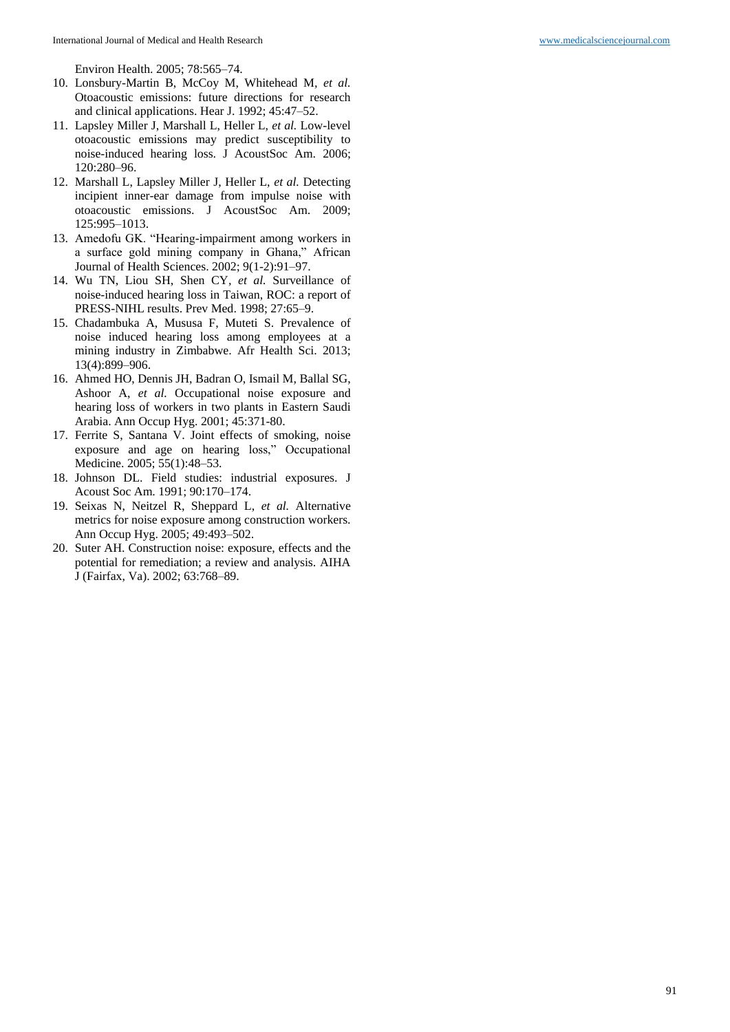Environ Health. 2005; 78:565–74.

10. Lonsbury-Martin B, McCoy M, Whitehead M, *et al.* Otoacoustic emissions: future directions for research and clinical applications. Hear J. 1992; 45:47–52.
11. Lapsley Miller J, Marshall L, Heller L, *et al.* Low-level otoacoustic emissions may predict susceptibility to noise-induced hearing loss. J AcoustSoc Am. 2006; 120:280–96.
12. Marshall L, Lapsley Miller J, Heller L, *et al.* Detecting incipient inner-ear damage from impulse noise with otoacoustic emissions. J AcoustSoc Am. 2009; 125:995–1013.
13. Amedofu GK. "Hearing-impairment among workers in a surface gold mining company in Ghana," African Journal of Health Sciences. 2002; 9(1-2):91–97.
14. Wu TN, Liou SH, Shen CY, *et al.* Surveillance of noise-induced hearing loss in Taiwan, ROC: a report of PRESS-NIHL results. Prev Med. 1998; 27:65–9.
15. Chadambuka A, Mususa F, Muteti S. Prevalence of noise induced hearing loss among employees at a mining industry in Zimbabwe. Afr Health Sci. 2013; 13(4):899–906.
16. Ahmed HO, Dennis JH, Badran O, Ismail M, Ballal SG, Ashoor A, *et al.* Occupational noise exposure and hearing loss of workers in two plants in Eastern Saudi Arabia. Ann Occup Hyg. 2001; 45:371-80.
17. Ferrite S, Santana V. Joint effects of smoking, noise exposure and age on hearing loss," Occupational Medicine. 2005; 55(1):48–53.
18. Johnson DL. Field studies: industrial exposures. J Acoust Soc Am. 1991; 90:170–174.
19. Seixas N, Neitzel R, Sheppard L, *et al.* Alternative metrics for noise exposure among construction workers. Ann Occup Hyg. 2005; 49:493–502.
20. Suter AH. Construction noise: exposure, effects and the potential for remediation; a review and analysis. AIHA J (Fairfax, Va). 2002; 63:768–89.